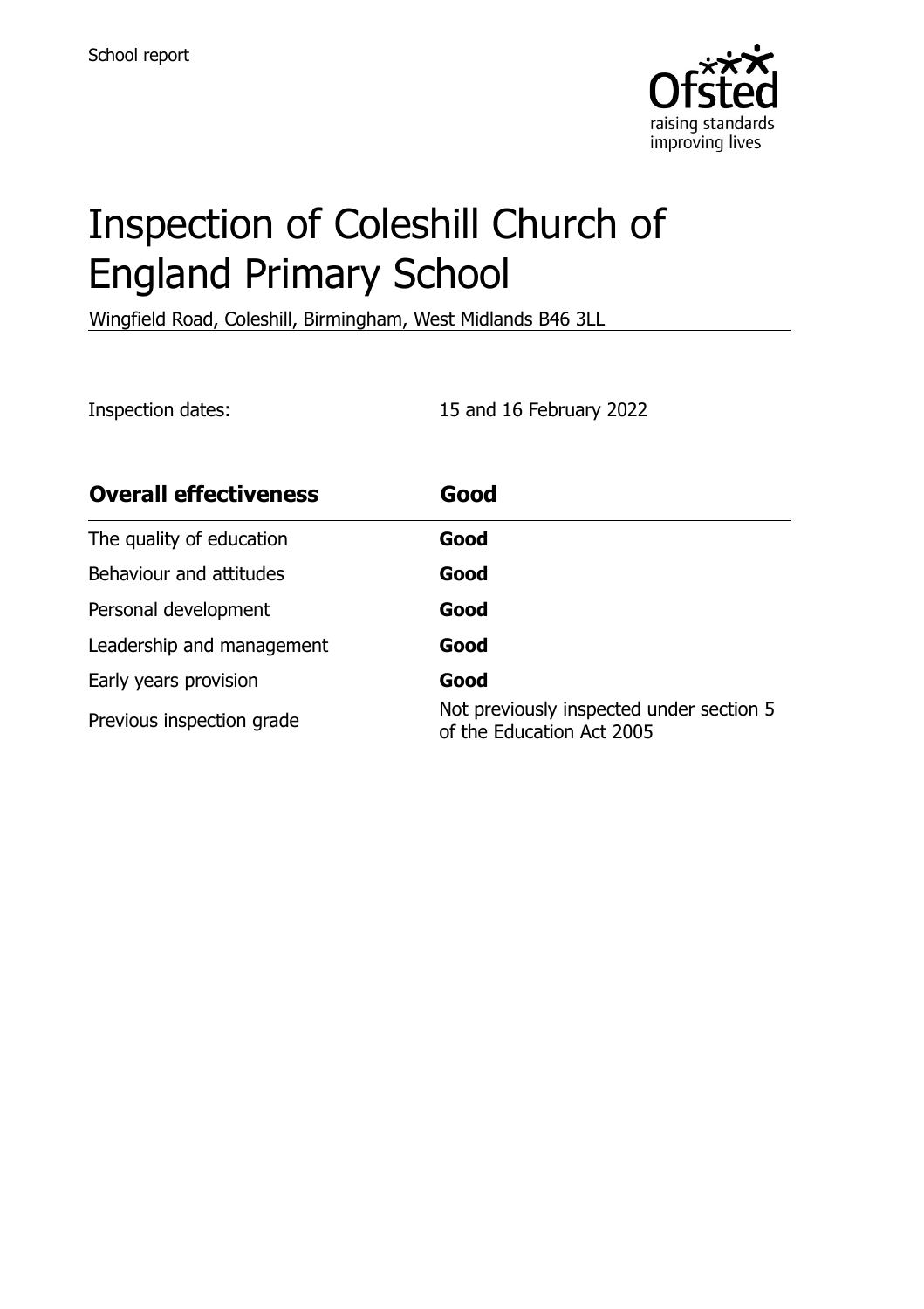School report

# Inspection of Coleshill Church of England Primary School

Wingfield Road, Coleshill, Birmingham, West Midlands B46 3LL

Inspection dates: 15 and 16 February 2022

| **Overall effectiveness** | **Good** |
| --- | --- |
| The quality of education | **Good** |
| Behaviour and attitudes | **Good** |
| Personal development | **Good** |
| Leadership and management | **Good** |
| Early years provision | **Good** |
| Previous inspection grade | Not previously inspected under section 5 of the Education Act 2005 |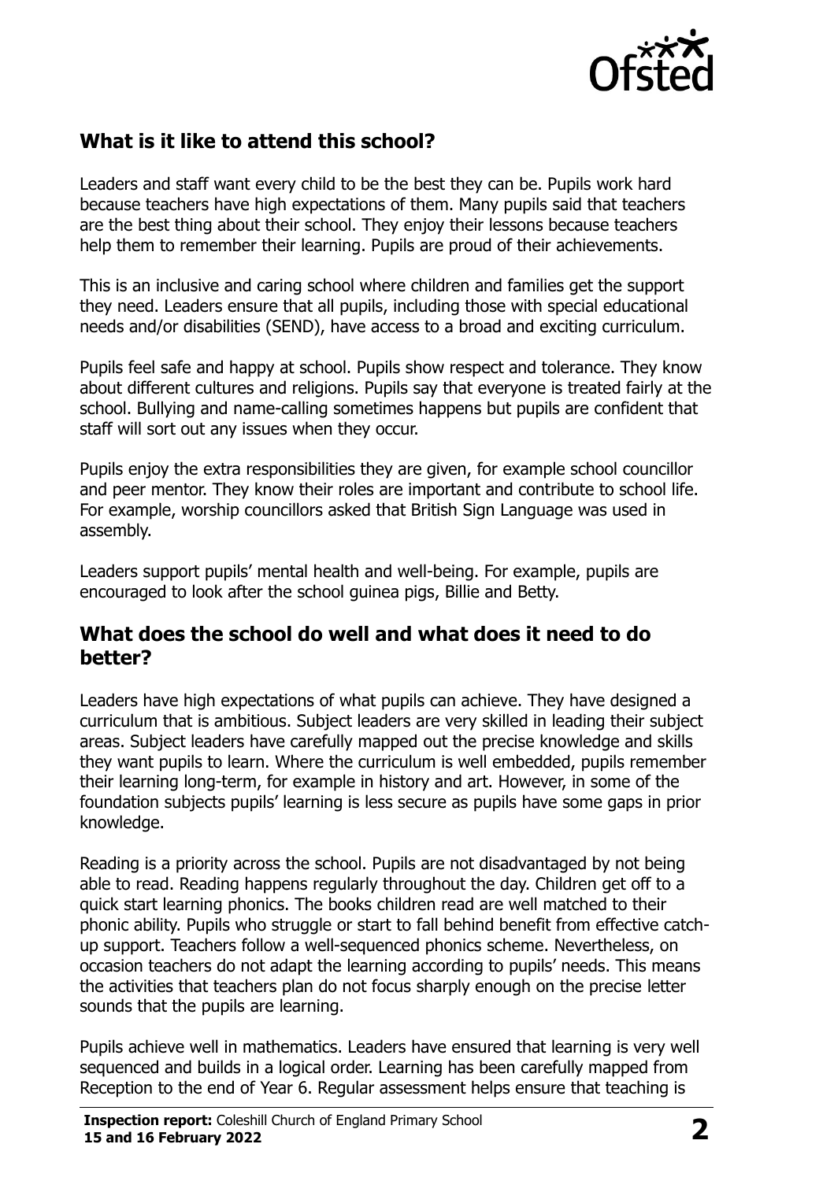## What is it like to attend this school?

Leaders and staff want every child to be the best they can be. Pupils work hard because teachers have high expectations of them. Many pupils said that teachers are the best thing about their school. They enjoy their lessons because teachers help them to remember their learning. Pupils are proud of their achievements.

This is an inclusive and caring school where children and families get the support they need. Leaders ensure that all pupils, including those with special educational needs and/or disabilities (SEND), have access to a broad and exciting curriculum.

Pupils feel safe and happy at school. Pupils show respect and tolerance. They know about different cultures and religions. Pupils say that everyone is treated fairly at the school. Bullying and name-calling sometimes happens but pupils are confident that staff will sort out any issues when they occur.

Pupils enjoy the extra responsibilities they are given, for example school councillor and peer mentor. They know their roles are important and contribute to school life. For example, worship councillors asked that British Sign Language was used in assembly.

Leaders support pupils' mental health and well-being. For example, pupils are encouraged to look after the school guinea pigs, Billie and Betty.

## What does the school do well and what does it need to do better?

Leaders have high expectations of what pupils can achieve. They have designed a curriculum that is ambitious. Subject leaders are very skilled in leading their subject areas. Subject leaders have carefully mapped out the precise knowledge and skills they want pupils to learn. Where the curriculum is well embedded, pupils remember their learning long-term, for example in history and art. However, in some of the foundation subjects pupils' learning is less secure as pupils have some gaps in prior knowledge.

Reading is a priority across the school. Pupils are not disadvantaged by not being able to read. Reading happens regularly throughout the day. Children get off to a quick start learning phonics. The books children read are well matched to their phonic ability. Pupils who struggle or start to fall behind benefit from effective catch-up support. Teachers follow a well-sequenced phonics scheme. Nevertheless, on occasion teachers do not adapt the learning according to pupils' needs. This means the activities that teachers plan do not focus sharply enough on the precise letter sounds that the pupils are learning.

Pupils achieve well in mathematics. Leaders have ensured that learning is very well sequenced and builds in a logical order. Learning has been carefully mapped from Reception to the end of Year 6. Regular assessment helps ensure that teaching is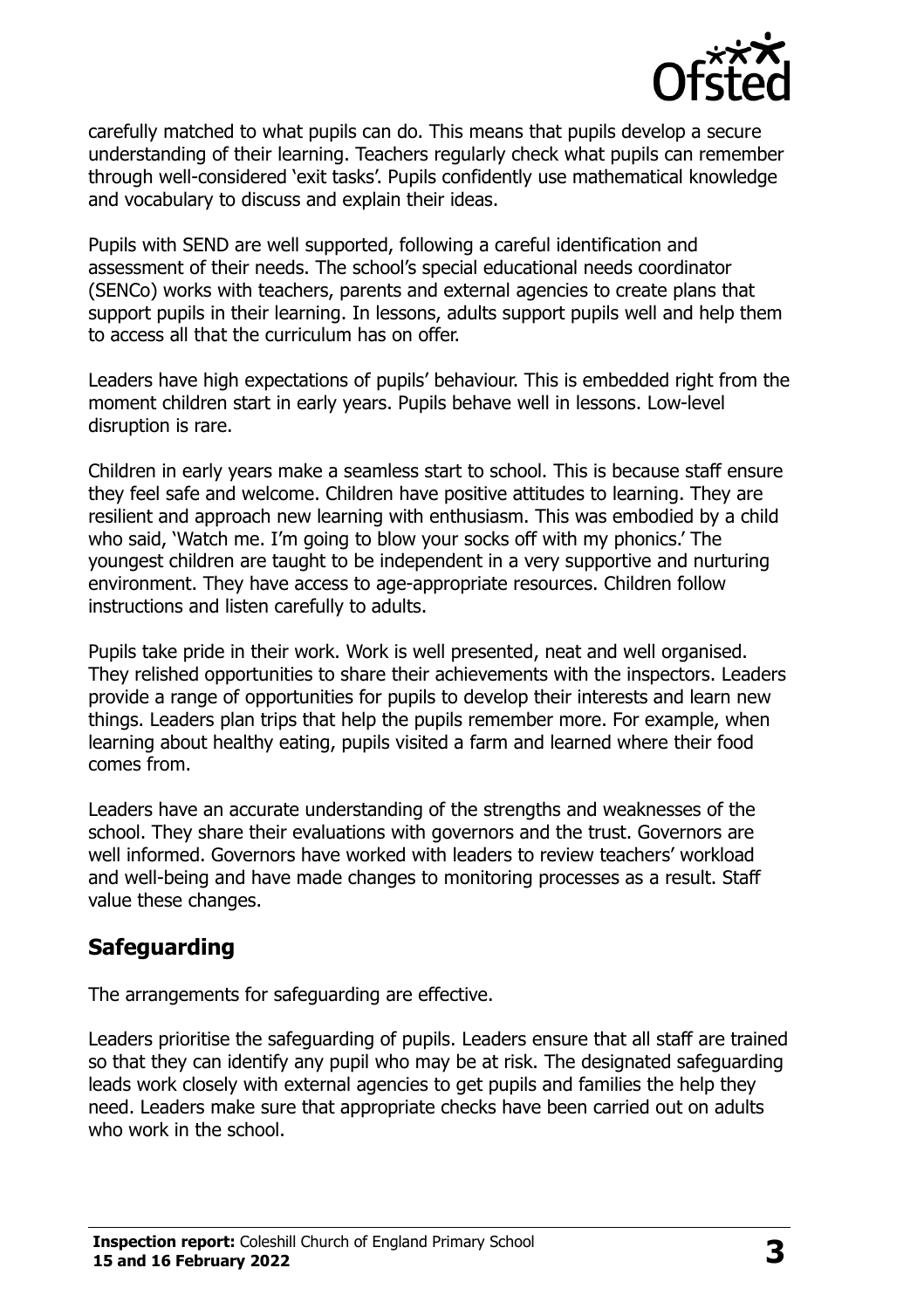carefully matched to what pupils can do. This means that pupils develop a secure understanding of their learning. Teachers regularly check what pupils can remember through well-considered 'exit tasks'. Pupils confidently use mathematical knowledge and vocabulary to discuss and explain their ideas.

Pupils with SEND are well supported, following a careful identification and assessment of their needs. The school's special educational needs coordinator (SENCo) works with teachers, parents and external agencies to create plans that support pupils in their learning. In lessons, adults support pupils well and help them to access all that the curriculum has on offer.

Leaders have high expectations of pupils' behaviour. This is embedded right from the moment children start in early years. Pupils behave well in lessons. Low-level disruption is rare.

Children in early years make a seamless start to school. This is because staff ensure they feel safe and welcome. Children have positive attitudes to learning. They are resilient and approach new learning with enthusiasm. This was embodied by a child who said, 'Watch me. I'm going to blow your socks off with my phonics.' The youngest children are taught to be independent in a very supportive and nurturing environment. They have access to age-appropriate resources. Children follow instructions and listen carefully to adults.

Pupils take pride in their work. Work is well presented, neat and well organised. They relished opportunities to share their achievements with the inspectors. Leaders provide a range of opportunities for pupils to develop their interests and learn new things. Leaders plan trips that help the pupils remember more. For example, when learning about healthy eating, pupils visited a farm and learned where their food comes from.

Leaders have an accurate understanding of the strengths and weaknesses of the school. They share their evaluations with governors and the trust. Governors are well informed. Governors have worked with leaders to review teachers' workload and well-being and have made changes to monitoring processes as a result. Staff value these changes.

## Safeguarding

The arrangements for safeguarding are effective.

Leaders prioritise the safeguarding of pupils. Leaders ensure that all staff are trained so that they can identify any pupil who may be at risk. The designated safeguarding leads work closely with external agencies to get pupils and families the help they need. Leaders make sure that appropriate checks have been carried out on adults who work in the school.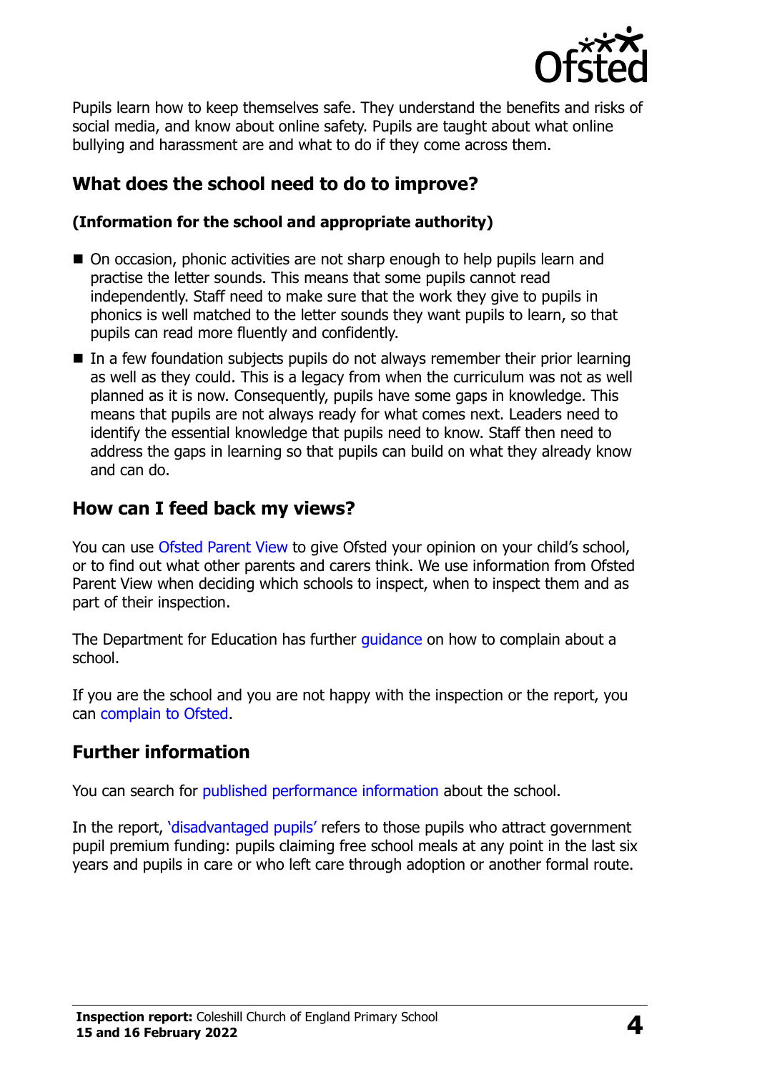Pupils learn how to keep themselves safe. They understand the benefits and risks of social media, and know about online safety. Pupils are taught about what online bullying and harassment are and what to do if they come across them.

## What does the school need to do to improve?

**(Information for the school and appropriate authority)**

- On occasion, phonic activities are not sharp enough to help pupils learn and practise the letter sounds. This means that some pupils cannot read independently. Staff need to make sure that the work they give to pupils in phonics is well matched to the letter sounds they want pupils to learn, so that pupils can read more fluently and confidently.
- In a few foundation subjects pupils do not always remember their prior learning as well as they could. This is a legacy from when the curriculum was not as well planned as it is now. Consequently, pupils have some gaps in knowledge. This means that pupils are not always ready for what comes next. Leaders need to identify the essential knowledge that pupils need to know. Staff then need to address the gaps in learning so that pupils can build on what they already know and can do.

## How can I feed back my views?

You can use Ofsted Parent View to give Ofsted your opinion on your child's school, or to find out what other parents and carers think. We use information from Ofsted Parent View when deciding which schools to inspect, when to inspect them and as part of their inspection.

The Department for Education has further guidance on how to complain about a school.

If you are the school and you are not happy with the inspection or the report, you can complain to Ofsted.

## Further information

You can search for published performance information about the school.

In the report, 'disadvantaged pupils' refers to those pupils who attract government pupil premium funding: pupils claiming free school meals at any point in the last six years and pupils in care or who left care through adoption or another formal route.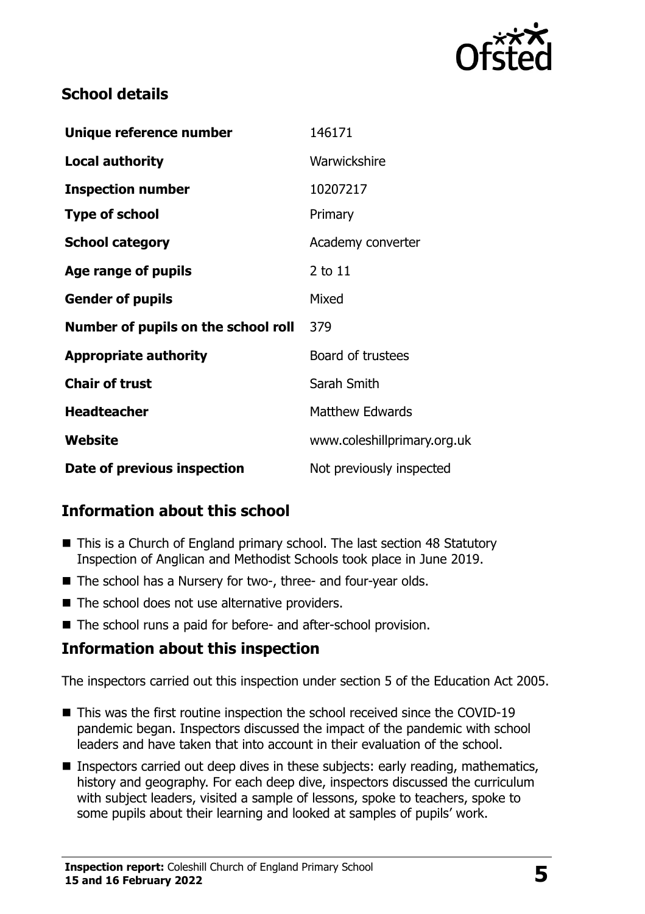## School details

| | |
|---|---|
| **Unique reference number** | 146171 |
| **Local authority** | Warwickshire |
| **Inspection number** | 10207217 |
| **Type of school** | Primary |
| **School category** | Academy converter |
| **Age range of pupils** | 2 to 11 |
| **Gender of pupils** | Mixed |
| **Number of pupils on the school roll** | 379 |
| **Appropriate authority** | Board of trustees |
| **Chair of trust** | Sarah Smith |
| **Headteacher** | Matthew Edwards |
| **Website** | www.coleshillprimary.org.uk |
| **Date of previous inspection** | Not previously inspected |

## Information about this school

- This is a Church of England primary school. The last section 48 Statutory Inspection of Anglican and Methodist Schools took place in June 2019.
- The school has a Nursery for two-, three- and four-year olds.
- The school does not use alternative providers.
- The school runs a paid for before- and after-school provision.

## Information about this inspection

The inspectors carried out this inspection under section 5 of the Education Act 2005.

- This was the first routine inspection the school received since the COVID-19 pandemic began. Inspectors discussed the impact of the pandemic with school leaders and have taken that into account in their evaluation of the school.
- Inspectors carried out deep dives in these subjects: early reading, mathematics, history and geography. For each deep dive, inspectors discussed the curriculum with subject leaders, visited a sample of lessons, spoke to teachers, spoke to some pupils about their learning and looked at samples of pupils' work.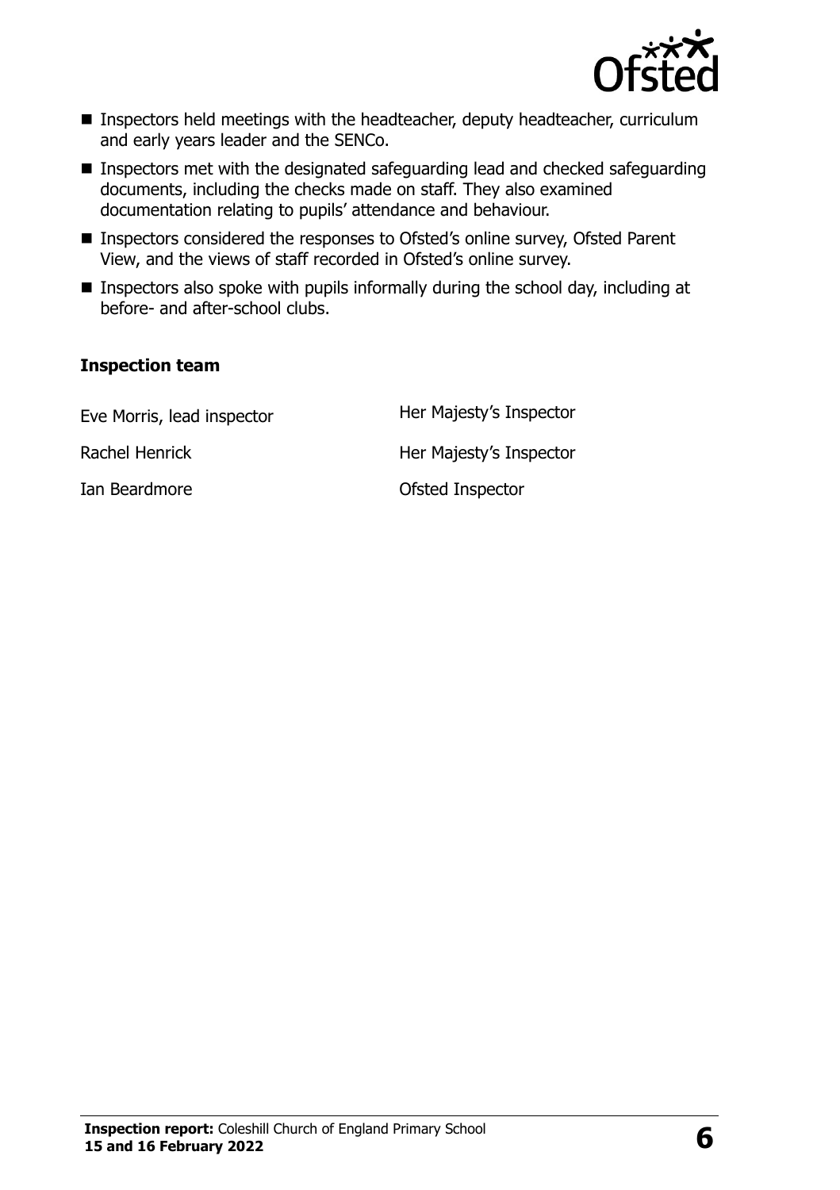- Inspectors held meetings with the headteacher, deputy headteacher, curriculum and early years leader and the SENCo.
- Inspectors met with the designated safeguarding lead and checked safeguarding documents, including the checks made on staff. They also examined documentation relating to pupils' attendance and behaviour.
- Inspectors considered the responses to Ofsted's online survey, Ofsted Parent View, and the views of staff recorded in Ofsted's online survey.
- Inspectors also spoke with pupils informally during the school day, including at before- and after-school clubs.

### Inspection team

| | |
|---|---|
| Eve Morris, lead inspector | Her Majesty's Inspector |
| Rachel Henrick | Her Majesty's Inspector |
| Ian Beardmore | Ofsted Inspector |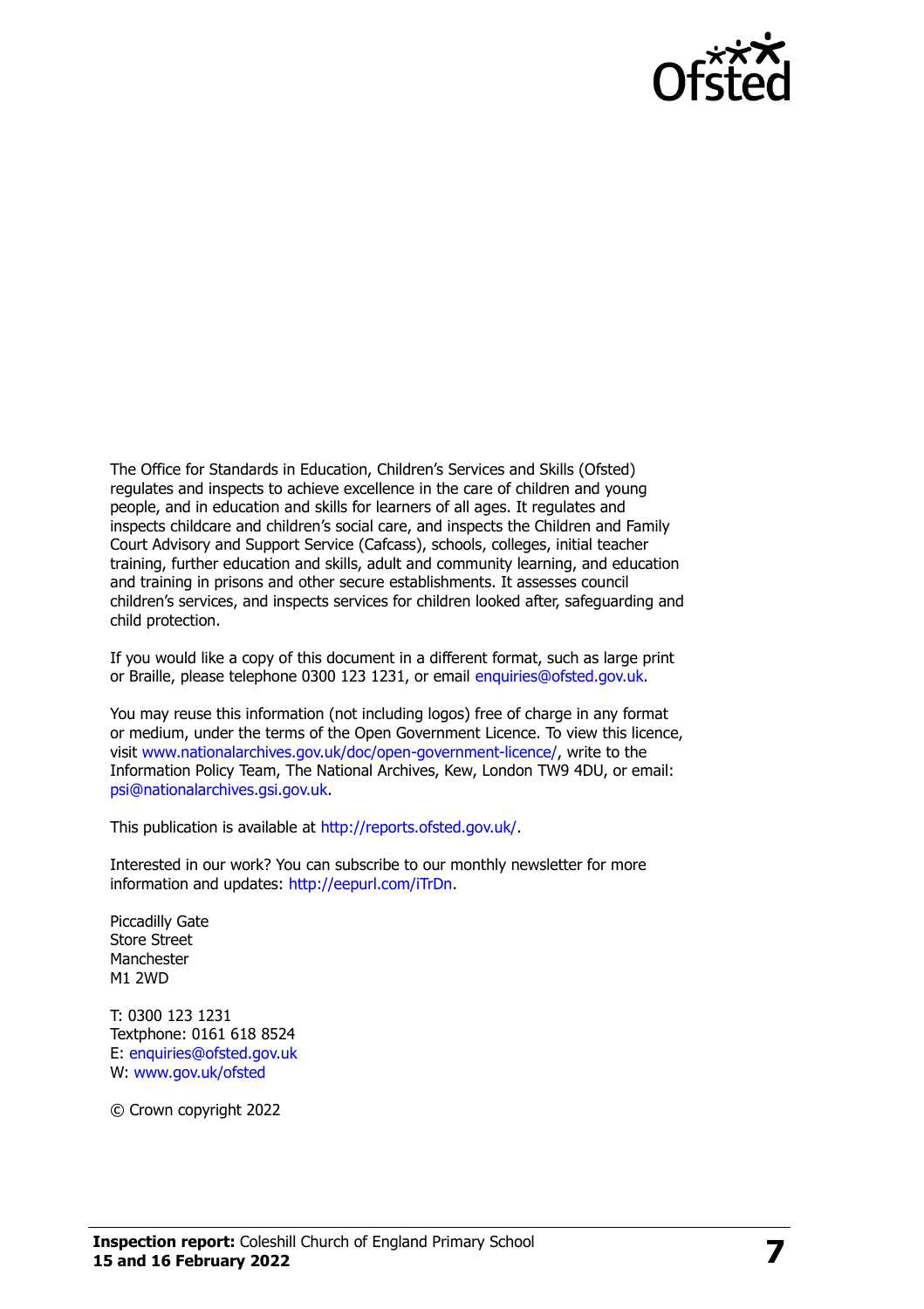The Office for Standards in Education, Children's Services and Skills (Ofsted) regulates and inspects to achieve excellence in the care of children and young people, and in education and skills for learners of all ages. It regulates and inspects childcare and children's social care, and inspects the Children and Family Court Advisory and Support Service (Cafcass), schools, colleges, initial teacher training, further education and skills, adult and community learning, and education and training in prisons and other secure establishments. It assesses council children's services, and inspects services for children looked after, safeguarding and child protection.

If you would like a copy of this document in a different format, such as large print or Braille, please telephone 0300 123 1231, or email enquiries@ofsted.gov.uk.

You may reuse this information (not including logos) free of charge in any format or medium, under the terms of the Open Government Licence. To view this licence, visit www.nationalarchives.gov.uk/doc/open-government-licence/, write to the Information Policy Team, The National Archives, Kew, London TW9 4DU, or email: psi@nationalarchives.gsi.gov.uk.

This publication is available at http://reports.ofsted.gov.uk/.

Interested in our work? You can subscribe to our monthly newsletter for more information and updates: http://eepurl.com/iTrDn.

Piccadilly Gate
Store Street
Manchester
M1 2WD

T: 0300 123 1231
Textphone: 0161 618 8524
E: enquiries@ofsted.gov.uk
W: www.gov.uk/ofsted

© Crown copyright 2022